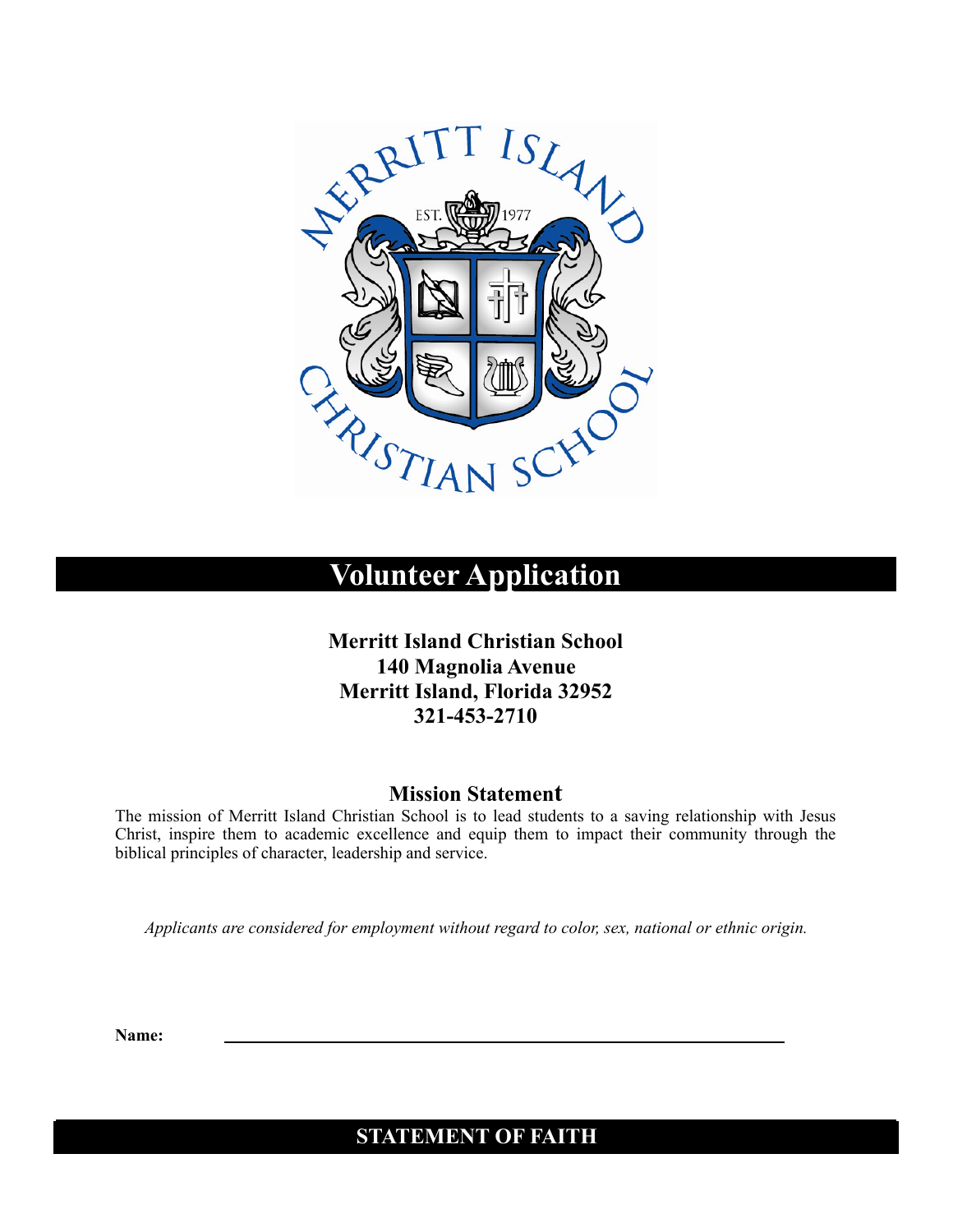# Volunteer Application

**Merritt Island Christian School**
**140 Magnolia Avenue**
**Merritt Island, Florida 32952**
**321-453-2710**

## Mission Statement

The mission of Merritt Island Christian School is to lead students to a saving relationship with Jesus Christ, inspire them to academic excellence and equip them to impact their community through the biblical principles of character, leadership and service.

*Applicants are considered for employment without regard to color, sex, national or ethnic origin.*

**Name:** ______________________________________________

## STATEMENT OF FAITH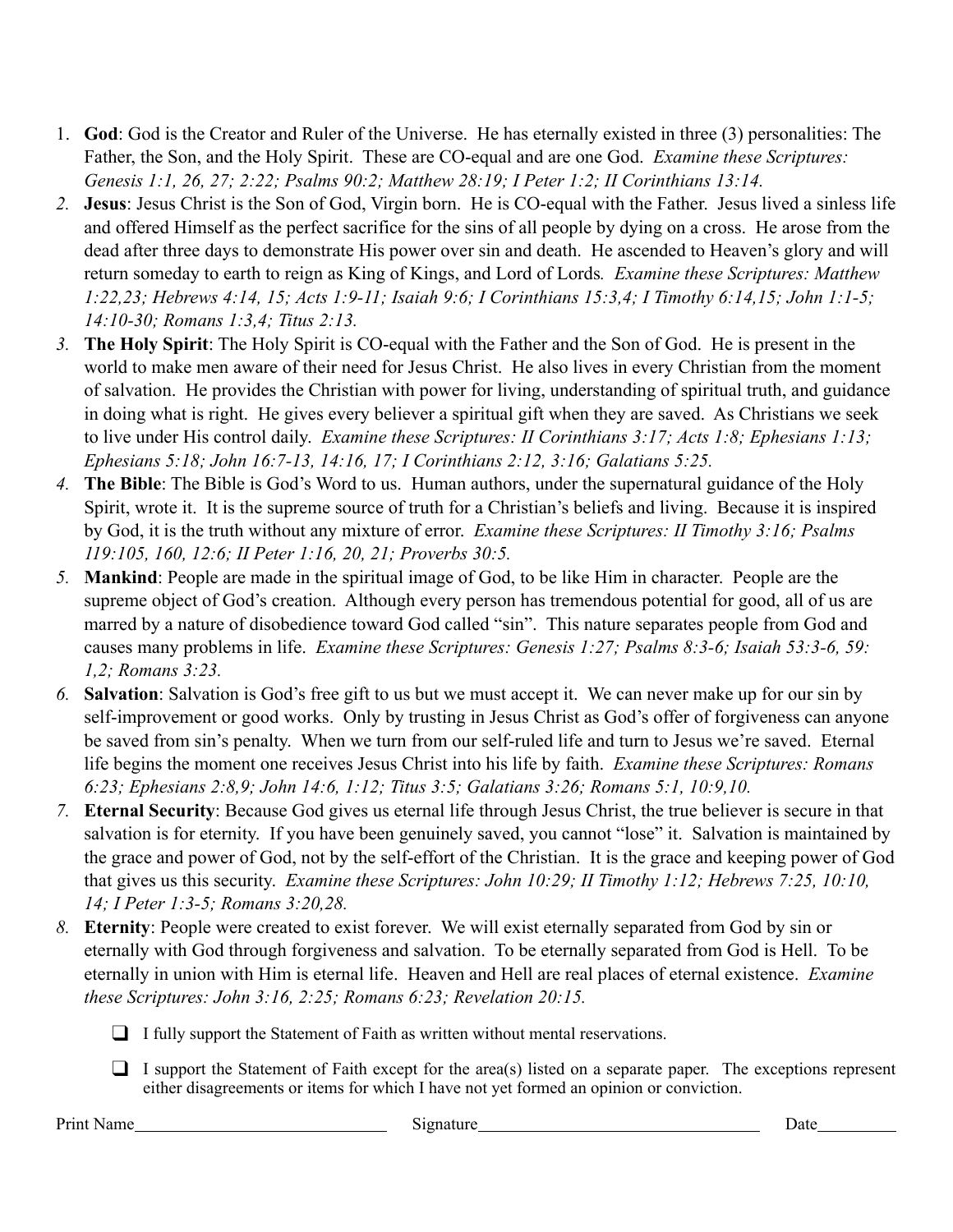1. **God**: God is the Creator and Ruler of the Universe. He has eternally existed in three (3) personalities: The Father, the Son, and the Holy Spirit. These are CO-equal and are one God. *Examine these Scriptures: Genesis 1:1, 26, 27; 2:22; Psalms 90:2; Matthew 28:19; I Peter 1:2; II Corinthians 13:14.*
2. **Jesus**: Jesus Christ is the Son of God, Virgin born. He is CO-equal with the Father. Jesus lived a sinless life and offered Himself as the perfect sacrifice for the sins of all people by dying on a cross. He arose from the dead after three days to demonstrate His power over sin and death. He ascended to Heaven's glory and will return someday to earth to reign as King of Kings, and Lord of Lords. *Examine these Scriptures: Matthew 1:22,23; Hebrews 4:14, 15; Acts 1:9-11; Isaiah 9:6; I Corinthians 15:3,4; I Timothy 6:14,15; John 1:1-5; 14:10-30; Romans 1:3,4; Titus 2:13.*
3. **The Holy Spirit**: The Holy Spirit is CO-equal with the Father and the Son of God. He is present in the world to make men aware of their need for Jesus Christ. He also lives in every Christian from the moment of salvation. He provides the Christian with power for living, understanding of spiritual truth, and guidance in doing what is right. He gives every believer a spiritual gift when they are saved. As Christians we seek to live under His control daily. *Examine these Scriptures: II Corinthians 3:17; Acts 1:8; Ephesians 1:13; Ephesians 5:18; John 16:7-13, 14:16, 17; I Corinthians 2:12, 3:16; Galatians 5:25.*
4. **The Bible**: The Bible is God's Word to us. Human authors, under the supernatural guidance of the Holy Spirit, wrote it. It is the supreme source of truth for a Christian's beliefs and living. Because it is inspired by God, it is the truth without any mixture of error. *Examine these Scriptures: II Timothy 3:16; Psalms 119:105, 160, 12:6; II Peter 1:16, 20, 21; Proverbs 30:5.*
5. **Mankind**: People are made in the spiritual image of God, to be like Him in character. People are the supreme object of God's creation. Although every person has tremendous potential for good, all of us are marred by a nature of disobedience toward God called "sin". This nature separates people from God and causes many problems in life. *Examine these Scriptures: Genesis 1:27; Psalms 8:3-6; Isaiah 53:3-6, 59: 1,2; Romans 3:23.*
6. **Salvation**: Salvation is God's free gift to us but we must accept it. We can never make up for our sin by self-improvement or good works. Only by trusting in Jesus Christ as God's offer of forgiveness can anyone be saved from sin's penalty. When we turn from our self-ruled life and turn to Jesus we're saved. Eternal life begins the moment one receives Jesus Christ into his life by faith. *Examine these Scriptures: Romans 6:23; Ephesians 2:8,9; John 14:6, 1:12; Titus 3:5; Galatians 3:26; Romans 5:1, 10:9,10.*
7. **Eternal Security**: Because God gives us eternal life through Jesus Christ, the true believer is secure in that salvation is for eternity. If you have been genuinely saved, you cannot "lose" it. Salvation is maintained by the grace and power of God, not by the self-effort of the Christian. It is the grace and keeping power of God that gives us this security. *Examine these Scriptures: John 10:29; II Timothy 1:12; Hebrews 7:25, 10:10, 14; I Peter 1:3-5; Romans 3:20,28.*
8. **Eternity**: People were created to exist forever. We will exist eternally separated from God by sin or eternally with God through forgiveness and salvation. To be eternally separated from God is Hell. To be eternally in union with Him is eternal life. Heaven and Hell are real places of eternal existence. *Examine these Scriptures: John 3:16, 2:25; Romans 6:23; Revelation 20:15.*

- [ ] I fully support the Statement of Faith as written without mental reservations.
- [ ] I support the Statement of Faith except for the area(s) listed on a separate paper. The exceptions represent either disagreements or items for which I have not yet formed an opinion or conviction.

Print Name______________________________ Signature__________________________________ Date_________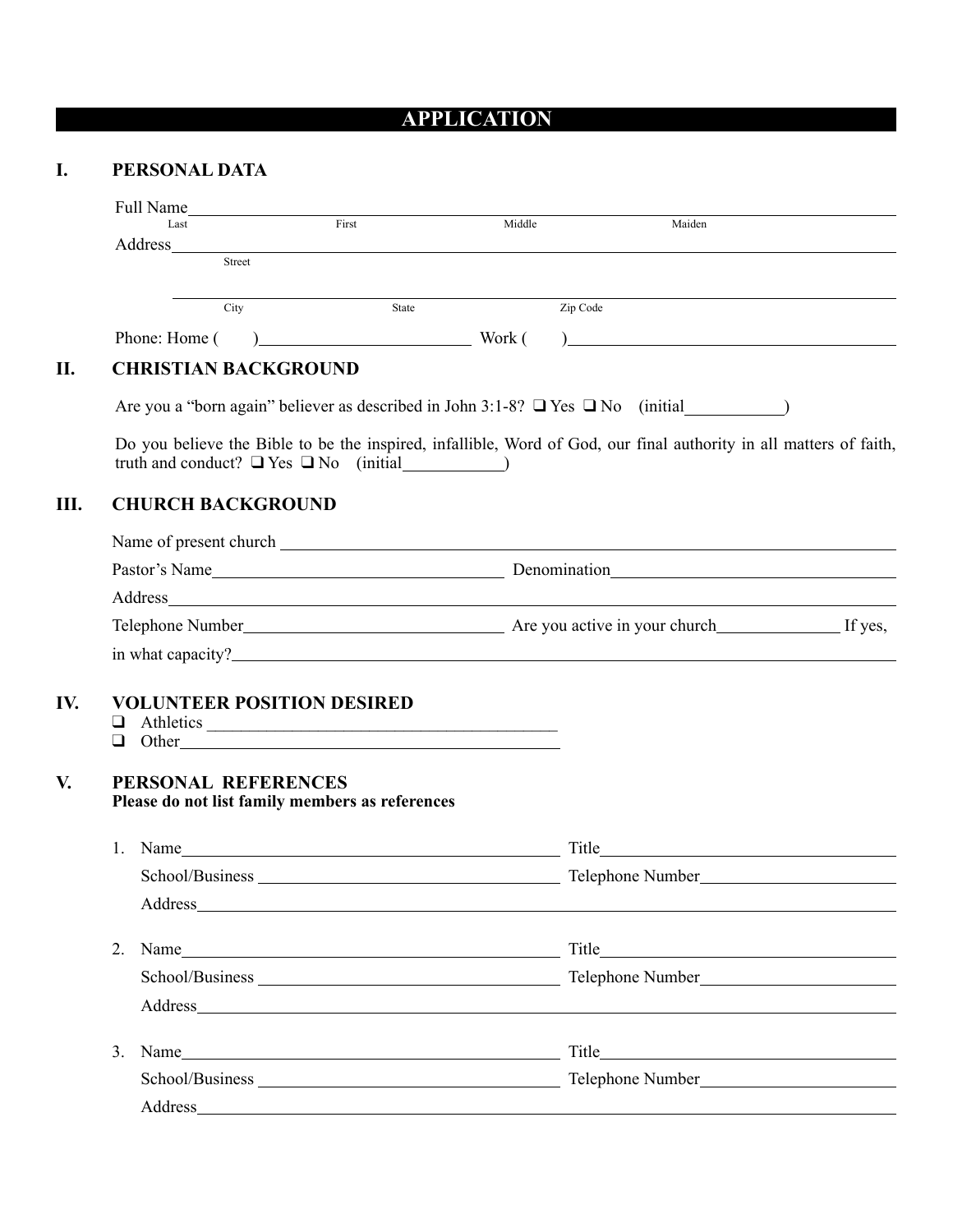# APPLICATION

## I. PERSONAL DATA

Full Name\_\_\_\_\_\_\_\_\_\_\_\_\_\_\_\_\_\_\_\_\_\_\_\_\_\_\_\_\_\_\_\_\_\_\_\_\_\_\_\_\_\_\_\_\_\_\_\_\_\_\_\_\_\_\_\_\_\_\_\_\_\_\_\_\_\_\_\_\_\_

Last First Middle Maiden

Address\_\_\_\_\_\_\_\_\_\_\_\_\_\_\_\_\_\_\_\_\_\_\_\_\_\_\_\_\_\_\_\_\_\_\_\_\_\_\_\_\_\_\_\_\_\_\_\_\_\_\_\_\_\_\_\_\_\_\_\_\_\_\_\_\_\_\_\_\_\_\_\_

Street

\_\_\_\_\_\_\_\_\_\_\_\_\_\_\_\_\_\_\_\_\_\_\_\_\_\_\_\_\_\_\_\_\_\_\_\_\_\_\_\_\_\_\_\_\_\_\_\_\_\_\_\_\_\_\_\_\_\_\_\_\_\_\_\_\_\_\_\_\_\_\_\_\_\_\_\_\_\_

City State Zip Code

Phone: Home ( )\_\_\_\_\_\_\_\_\_\_\_\_\_\_\_\_\_\_\_\_\_\_ Work ( )\_\_\_\_\_\_\_\_\_\_\_\_\_\_\_\_\_\_\_\_\_\_\_\_\_\_\_\_\_\_\_\_\_\_\_

## II. CHRISTIAN BACKGROUND

Are you a "born again" believer as described in John 3:1-8? ❑ Yes ❑ No (initial\_\_\_\_\_\_\_\_\_\_\_)

Do you believe the Bible to be the inspired, infallible, Word of God, our final authority in all matters of faith, truth and conduct? ❑ Yes ❑ No (initial\_\_\_\_\_\_\_\_\_\_\_)

## III. CHURCH BACKGROUND

Name of present church \_\_\_\_\_\_\_\_\_\_\_\_\_\_\_\_\_\_\_\_\_\_\_\_\_\_\_\_\_\_\_\_\_\_\_\_\_\_\_\_\_\_\_\_\_\_\_\_\_\_\_\_\_\_\_\_\_\_\_\_\_\_

Pastor's Name\_\_\_\_\_\_\_\_\_\_\_\_\_\_\_\_\_\_\_\_\_\_\_\_\_\_\_\_\_\_\_\_ Denomination\_\_\_\_\_\_\_\_\_\_\_\_\_\_\_\_\_\_\_\_\_\_\_\_\_\_\_\_\_\_\_\_

Address\_\_\_\_\_\_\_\_\_\_\_\_\_\_\_\_\_\_\_\_\_\_\_\_\_\_\_\_\_\_\_\_\_\_\_\_\_\_\_\_\_\_\_\_\_\_\_\_\_\_\_\_\_\_\_\_\_\_\_\_\_\_\_\_\_\_\_\_\_\_\_\_\_\_

Telephone Number\_\_\_\_\_\_\_\_\_\_\_\_\_\_\_\_\_\_\_\_\_\_\_\_\_\_\_\_ Are you active in your church\_\_\_\_\_\_\_\_\_\_\_\_\_ If yes, in what capacity?\_\_\_\_\_\_\_\_\_\_\_\_\_\_\_\_\_\_\_\_\_\_\_\_\_\_\_\_\_\_\_\_\_\_\_\_\_\_\_\_\_\_\_\_\_\_\_\_\_\_\_\_\_\_\_\_\_\_\_\_\_\_\_\_\_\_\_\_

## IV. VOLUNTEER POSITION DESIRED

- ❑ Athletics \_\_\_\_\_\_\_\_\_\_\_\_\_\_\_\_\_\_\_\_\_\_\_\_\_\_\_\_\_\_\_\_\_\_\_\_\_\_\_\_\_\_
- ❑ Other\_\_\_\_\_\_\_\_\_\_\_\_\_\_\_\_\_\_\_\_\_\_\_\_\_\_\_\_\_\_\_\_\_\_\_\_\_\_\_\_\_\_\_\_\_

## V. PERSONAL REFERENCES

**Please do not list family members as references**

1. Name\_\_\_\_\_\_\_\_\_\_\_\_\_\_\_\_\_\_\_\_\_\_\_\_\_\_\_\_\_\_\_\_\_\_\_\_\_\_\_\_\_ Title\_\_\_\_\_\_\_\_\_\_\_\_\_\_\_\_\_\_\_\_\_\_\_\_\_\_\_\_\_\_\_\_\_\_

   School/Business \_\_\_\_\_\_\_\_\_\_\_\_\_\_\_\_\_\_\_\_\_\_\_\_\_\_\_\_\_\_\_\_\_ Telephone Number\_\_\_\_\_\_\_\_\_\_\_\_\_\_\_\_\_\_\_\_\_

   Address\_\_\_\_\_\_\_\_\_\_\_\_\_\_\_\_\_\_\_\_\_\_\_\_\_\_\_\_\_\_\_\_\_\_\_\_\_\_\_\_\_\_\_\_\_\_\_\_\_\_\_\_\_\_\_\_\_\_\_\_\_\_\_\_\_\_\_\_\_\_

2. Name\_\_\_\_\_\_\_\_\_\_\_\_\_\_\_\_\_\_\_\_\_\_\_\_\_\_\_\_\_\_\_\_\_\_\_\_\_\_\_\_\_ Title\_\_\_\_\_\_\_\_\_\_\_\_\_\_\_\_\_\_\_\_\_\_\_\_\_\_\_\_\_\_\_\_\_\_

   School/Business \_\_\_\_\_\_\_\_\_\_\_\_\_\_\_\_\_\_\_\_\_\_\_\_\_\_\_\_\_\_\_\_\_ Telephone Number\_\_\_\_\_\_\_\_\_\_\_\_\_\_\_\_\_\_\_\_\_

   Address\_\_\_\_\_\_\_\_\_\_\_\_\_\_\_\_\_\_\_\_\_\_\_\_\_\_\_\_\_\_\_\_\_\_\_\_\_\_\_\_\_\_\_\_\_\_\_\_\_\_\_\_\_\_\_\_\_\_\_\_\_\_\_\_\_\_\_\_\_\_

3. Name\_\_\_\_\_\_\_\_\_\_\_\_\_\_\_\_\_\_\_\_\_\_\_\_\_\_\_\_\_\_\_\_\_\_\_\_\_\_\_\_\_ Title\_\_\_\_\_\_\_\_\_\_\_\_\_\_\_\_\_\_\_\_\_\_\_\_\_\_\_\_\_\_\_\_\_\_

   School/Business \_\_\_\_\_\_\_\_\_\_\_\_\_\_\_\_\_\_\_\_\_\_\_\_\_\_\_\_\_\_\_\_\_ Telephone Number\_\_\_\_\_\_\_\_\_\_\_\_\_\_\_\_\_\_\_\_\_

   Address\_\_\_\_\_\_\_\_\_\_\_\_\_\_\_\_\_\_\_\_\_\_\_\_\_\_\_\_\_\_\_\_\_\_\_\_\_\_\_\_\_\_\_\_\_\_\_\_\_\_\_\_\_\_\_\_\_\_\_\_\_\_\_\_\_\_\_\_\_\_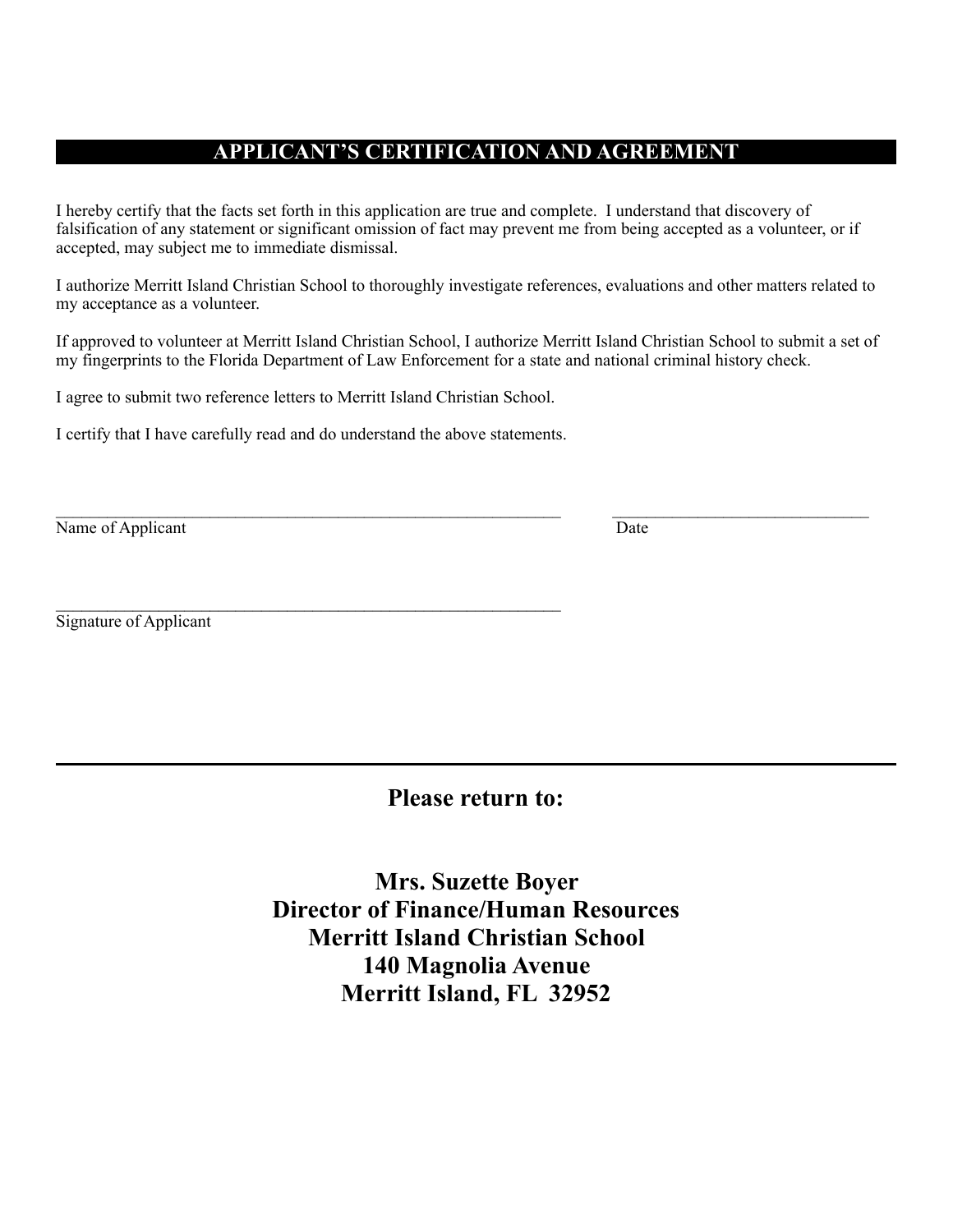## APPLICANT'S CERTIFICATION AND AGREEMENT

I hereby certify that the facts set forth in this application are true and complete. I understand that discovery of falsification of any statement or significant omission of fact may prevent me from being accepted as a volunteer, or if accepted, may subject me to immediate dismissal.

I authorize Merritt Island Christian School to thoroughly investigate references, evaluations and other matters related to my acceptance as a volunteer.

If approved to volunteer at Merritt Island Christian School, I authorize Merritt Island Christian School to submit a set of my fingerprints to the Florida Department of Law Enforcement for a state and national criminal history check.

I agree to submit two reference letters to Merritt Island Christian School.

I certify that I have carefully read and do understand the above statements.

_______________________________________________ _______________________

Name of Applicant Date

_______________________________________________

Signature of Applicant

---

**Please return to:**

**Mrs. Suzette Boyer**
**Director of Finance/Human Resources**
**Merritt Island Christian School**
**140 Magnolia Avenue**
**Merritt Island, FL 32952**